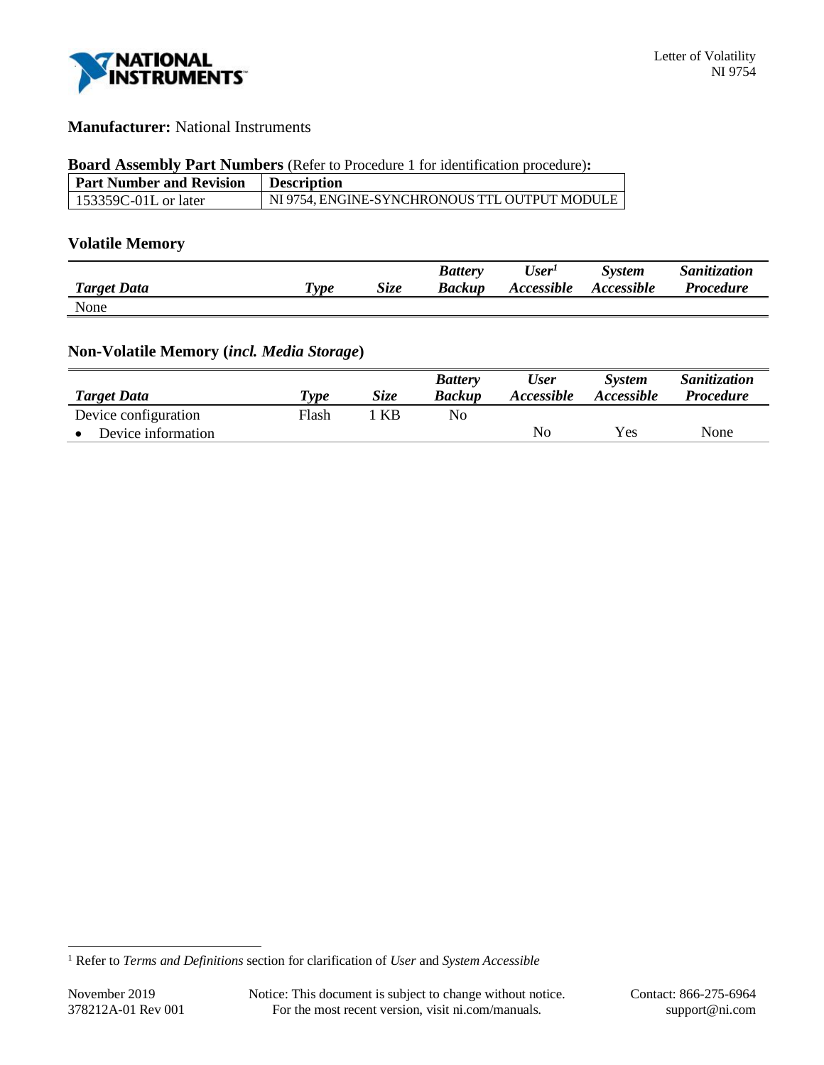Letter of Volatility
NI 9754

**Manufacturer:** National Instruments

**Board Assembly Part Numbers** (Refer to Procedure 1 for identification procedure)**:**

| Part Number and Revision | Description |
|---|---|
| 153359C-01L or later | NI 9754, ENGINE-SYNCHRONOUS TTL OUTPUT MODULE |

## Volatile Memory

| *Target Data* | *Type* | *Size* | *Battery Backup* | *User[1] Accessible* | *System Accessible* | *Sanitization Procedure* |
|---|---|---|---|---|---|---|
| None | | | | | | |

## Non-Volatile Memory (*incl. Media Storage*)

| *Target Data* | *Type* | *Size* | *Battery Backup* | *User Accessible* | *System Accessible* | *Sanitization Procedure* |
|---|---|---|---|---|---|---|
| Device configuration | Flash | 1 KB | No | | | |
| • Device information | | | | No | Yes | None |

[1] Refer to *Terms and Definitions* section for clarification of *User* and *System Accessible*

November 2019
378212A-01 Rev 001

Notice: This document is subject to change without notice.
For the most recent version, visit ni.com/manuals.

Contact: 866-275-6964
support@ni.com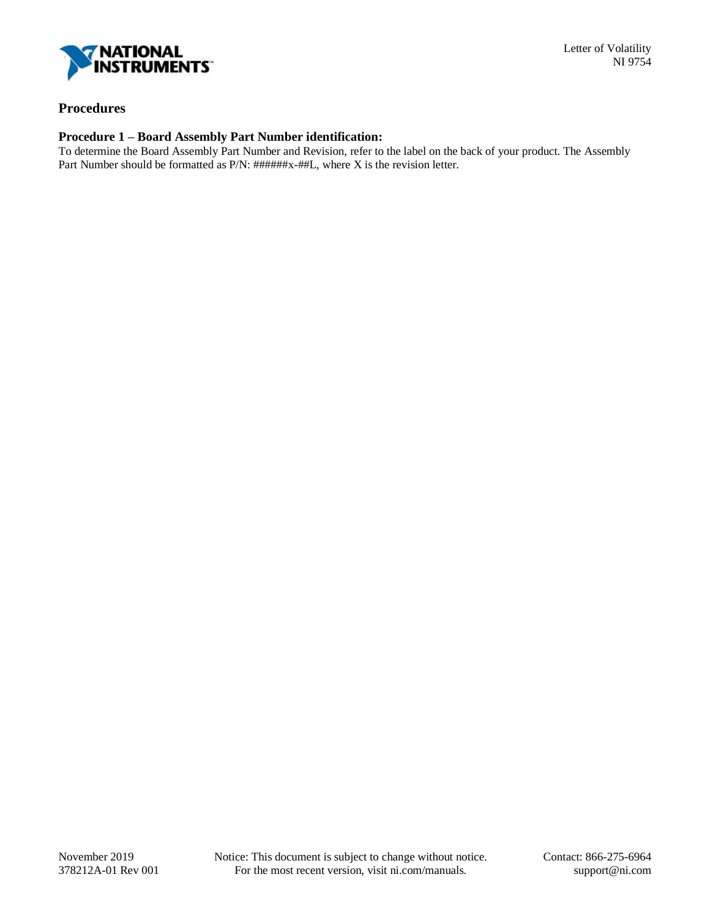## Procedures

### Procedure 1 – Board Assembly Part Number identification:

To determine the Board Assembly Part Number and Revision, refer to the label on the back of your product. The Assembly Part Number should be formatted as P/N: ######x-##L, where X is the revision letter.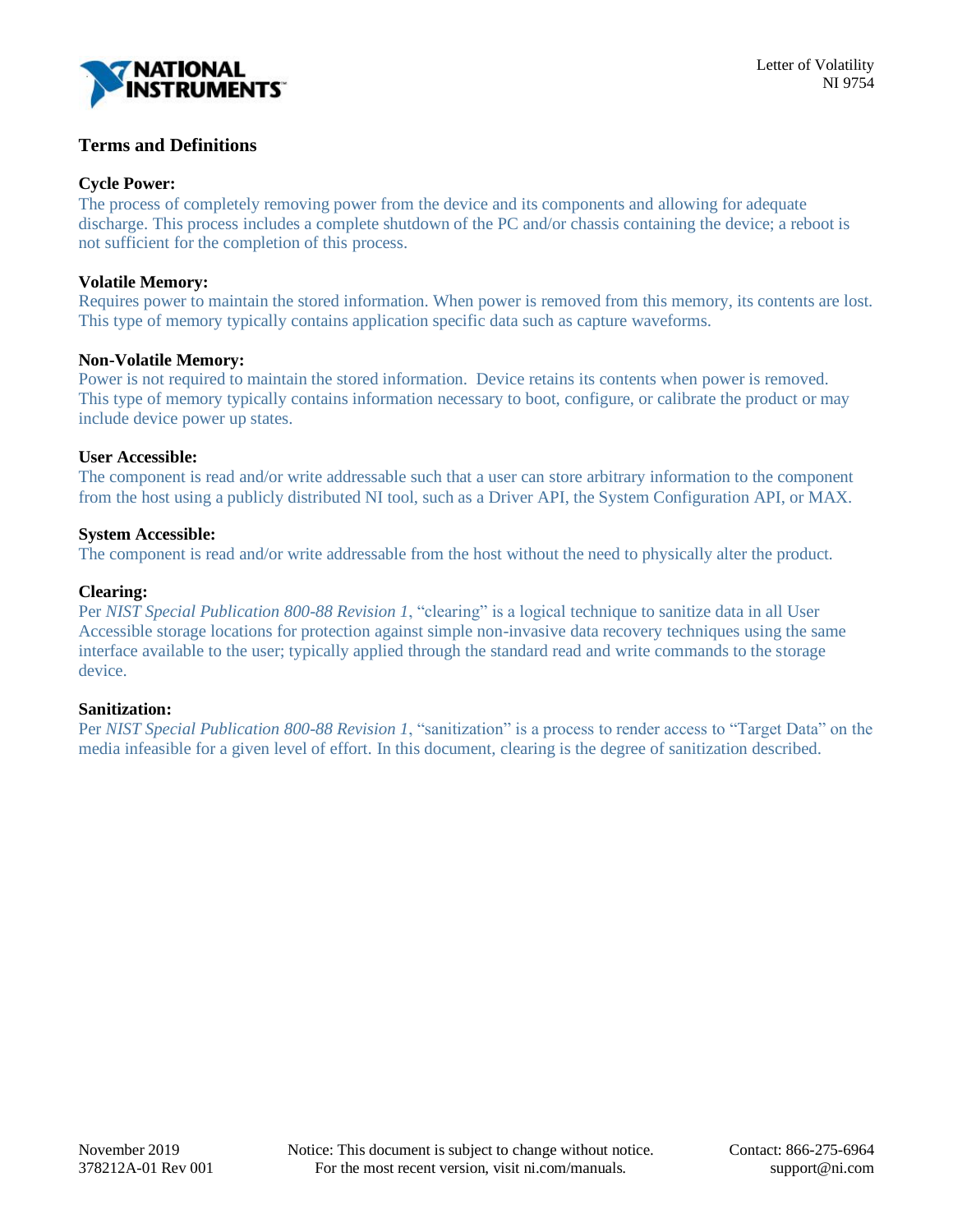## Terms and Definitions

**Cycle Power:**
The process of completely removing power from the device and its components and allowing for adequate discharge. This process includes a complete shutdown of the PC and/or chassis containing the device; a reboot is not sufficient for the completion of this process.

**Volatile Memory:**
Requires power to maintain the stored information. When power is removed from this memory, its contents are lost. This type of memory typically contains application specific data such as capture waveforms.

**Non-Volatile Memory:**
Power is not required to maintain the stored information. Device retains its contents when power is removed. This type of memory typically contains information necessary to boot, configure, or calibrate the product or may include device power up states.

**User Accessible:**
The component is read and/or write addressable such that a user can store arbitrary information to the component from the host using a publicly distributed NI tool, such as a Driver API, the System Configuration API, or MAX.

**System Accessible:**
The component is read and/or write addressable from the host without the need to physically alter the product.

**Clearing:**
Per *NIST Special Publication 800-88 Revision 1*, "clearing" is a logical technique to sanitize data in all User Accessible storage locations for protection against simple non-invasive data recovery techniques using the same interface available to the user; typically applied through the standard read and write commands to the storage device.

**Sanitization:**
Per *NIST Special Publication 800-88 Revision 1*, "sanitization" is a process to render access to "Target Data" on the media infeasible for a given level of effort. In this document, clearing is the degree of sanitization described.